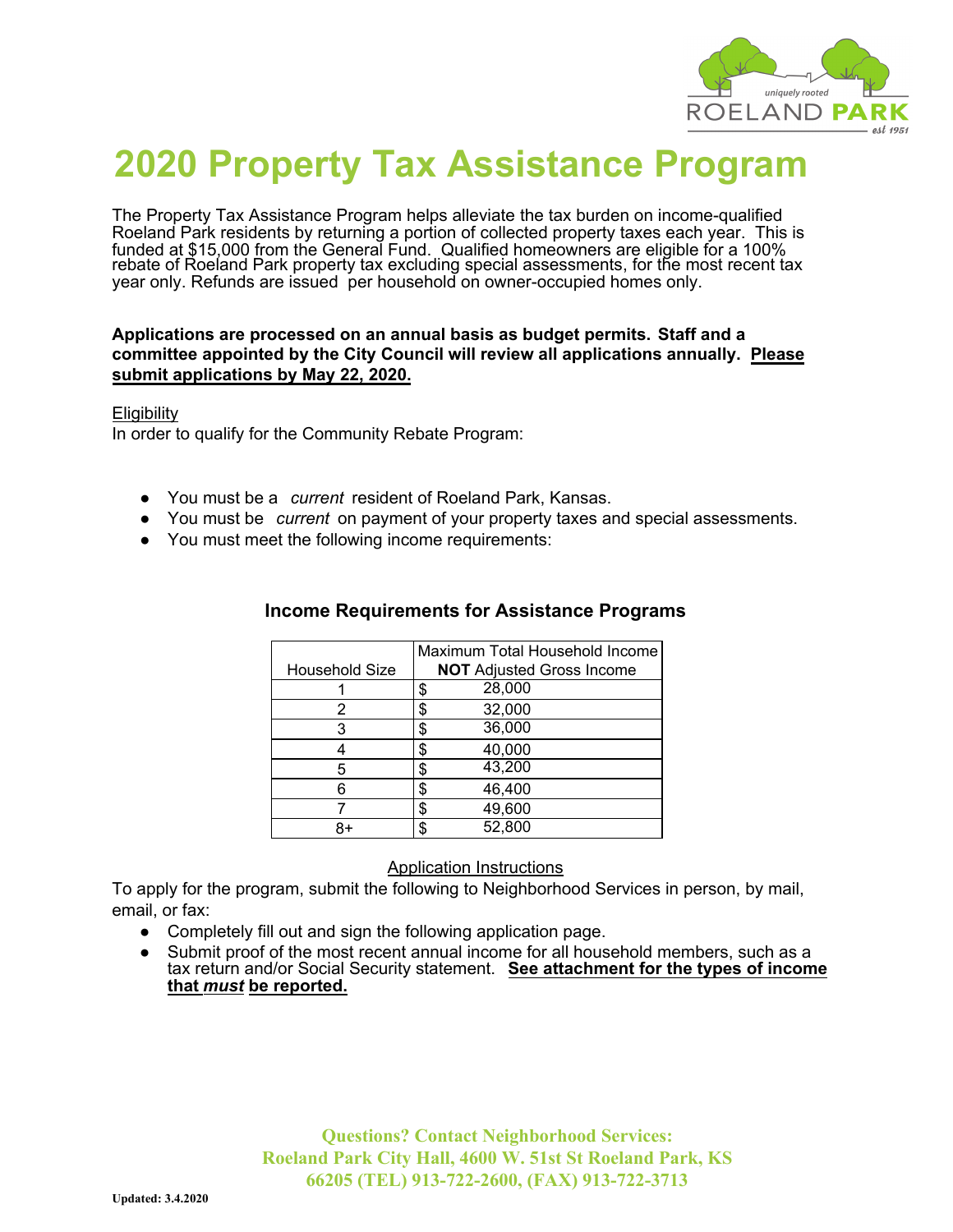# 2020 Property Tax Assistance Program

The Property Tax Assistance Program helps alleviate the tax burden on income-qualified Roeland Park residents by returning a portion of collected property taxes each year. This is funded at $15,000 from the General Fund. Qualified homeowners are eligible for a 100% rebate of Roeland Park property tax excluding special assessments, for the most recent tax year only. Refunds are issued per household on owner-occupied homes only.

**Applications are processed on an annual basis as budget permits. Staff and a committee appointed by the City Council will review all applications annually. Please submit applications by May 22, 2020.**

Eligibility

In order to qualify for the Community Rebate Program:

- You must be a *current* resident of Roeland Park, Kansas.
- You must be *current* on payment of your property taxes and special assessments.
- You must meet the following income requirements:

### Income Requirements for Assistance Programs

| Household Size | Maximum Total Household Income **NOT** Adjusted Gross Income |
|---|---|
| 1 | $ 28,000 |
| 2 | $ 32,000 |
| 3 | $ 36,000 |
| 4 | $ 40,000 |
| 5 | $ 43,200 |
| 6 | $ 46,400 |
| 7 | $ 49,600 |
| 8+ | $ 52,800 |

Application Instructions

To apply for the program, submit the following to Neighborhood Services in person, by mail, email, or fax:

- Completely fill out and sign the following application page.
- Submit proof of the most recent annual income for all household members, such as a tax return and/or Social Security statement. **See attachment for the types of income that *must* be reported.**

**Questions? Contact Neighborhood Services: Roeland Park City Hall, 4600 W. 51st St Roeland Park, KS 66205 (TEL) 913-722-2600, (FAX) 913-722-3713**

Updated: 3.4.2020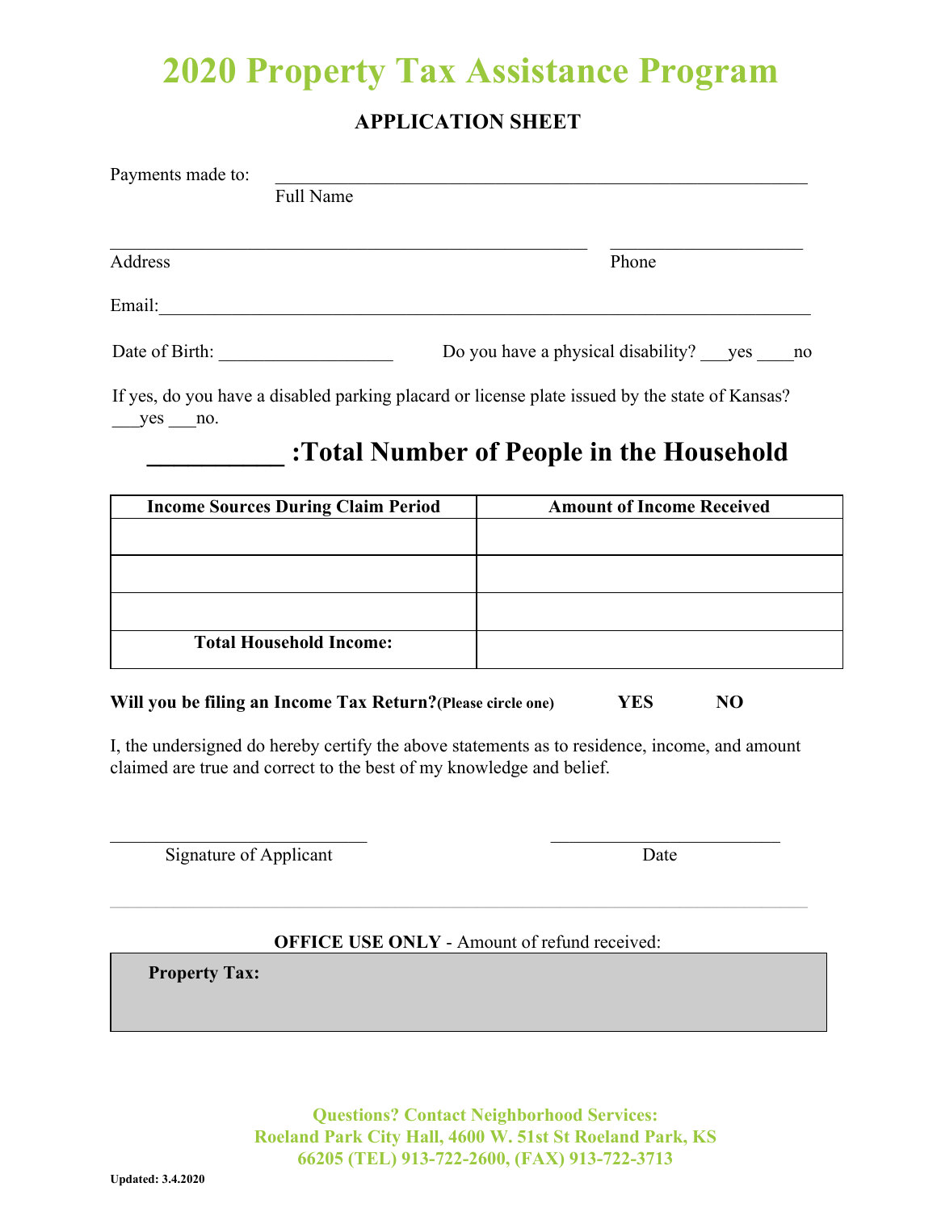# 2020 Property Tax Assistance Program

## APPLICATION SHEET

Payments made to: ____________________________________________________________
Full Name

____________________________________________________  ____________________
Address  Phone

Email:___________________________________________________________________

Date of Birth: __________________  Do you have a physical disability? ___yes ____no

If yes, do you have a disabled parking placard or license plate issued by the state of Kansas?
___yes ___no.

## __________ :Total Number of People in the Household

| Income Sources During Claim Period | Amount of Income Received |
|---|---|
| | |
| | |
| | |
| **Total Household Income:** | |

**Will you be filing an Income Tax Return?(Please circle one)** **YES** **NO**

I, the undersigned do hereby certify the above statements as to residence, income, and amount claimed are true and correct to the best of my knowledge and belief.

____________________________  ____________________________
Signature of Applicant  Date

---

**OFFICE USE ONLY** - Amount of refund received:

| **Property Tax:** |
|---|
| |

**Questions? Contact Neighborhood Services:**
**Roeland Park City Hall, 4600 W. 51st St Roeland Park, KS 66205 (TEL) 913-722-2600, (FAX) 913-722-3713**

**Updated: 3.4.2020**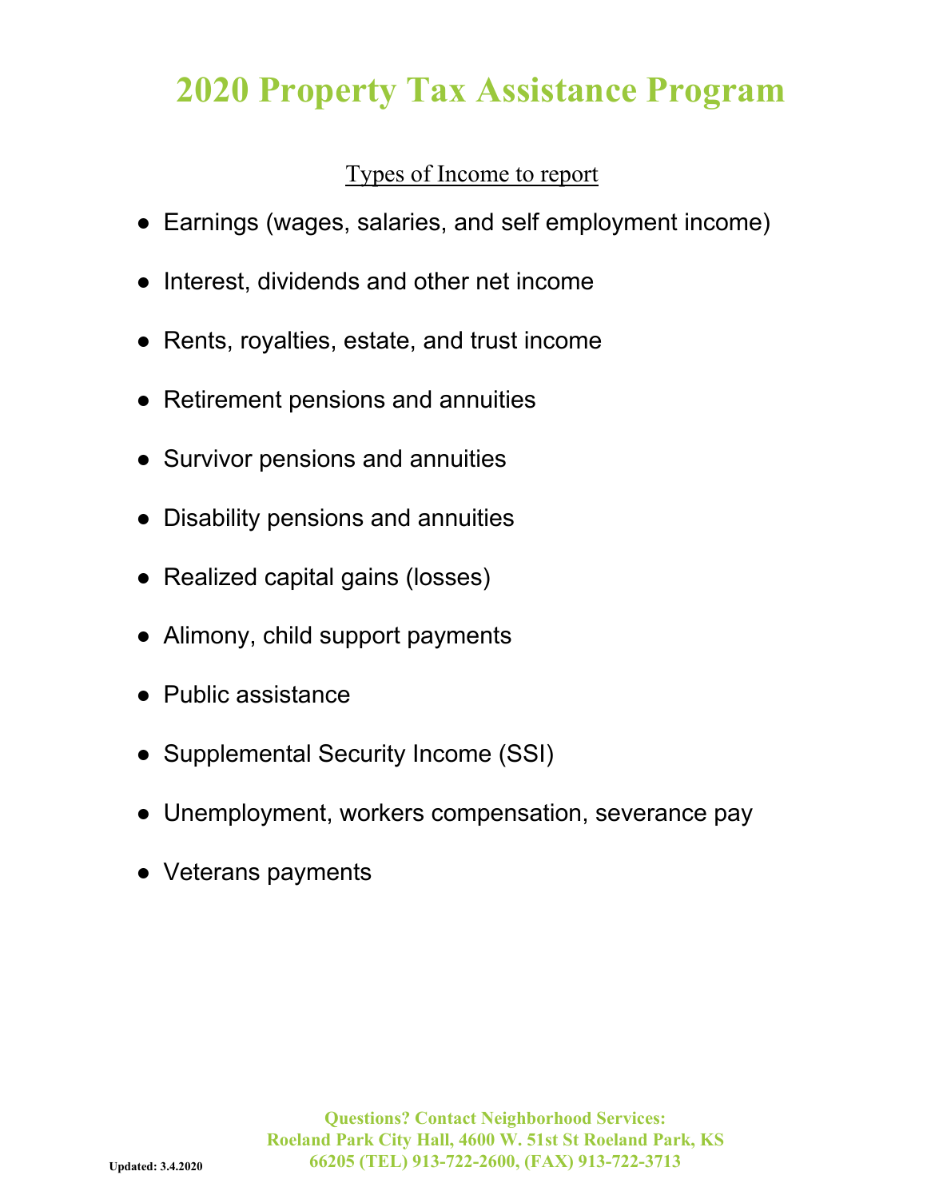# 2020 Property Tax Assistance Program

Types of Income to report

- Earnings (wages, salaries, and self employment income)
- Interest, dividends and other net income
- Rents, royalties, estate, and trust income
- Retirement pensions and annuities
- Survivor pensions and annuities
- Disability pensions and annuities
- Realized capital gains (losses)
- Alimony, child support payments
- Public assistance
- Supplemental Security Income (SSI)
- Unemployment, workers compensation, severance pay
- Veterans payments

**Questions? Contact Neighborhood Services:**
**Roeland Park City Hall, 4600 W. 51st St Roeland Park, KS 66205 (TEL) 913-722-2600, (FAX) 913-722-3713**

**Updated: 3.4.2020**